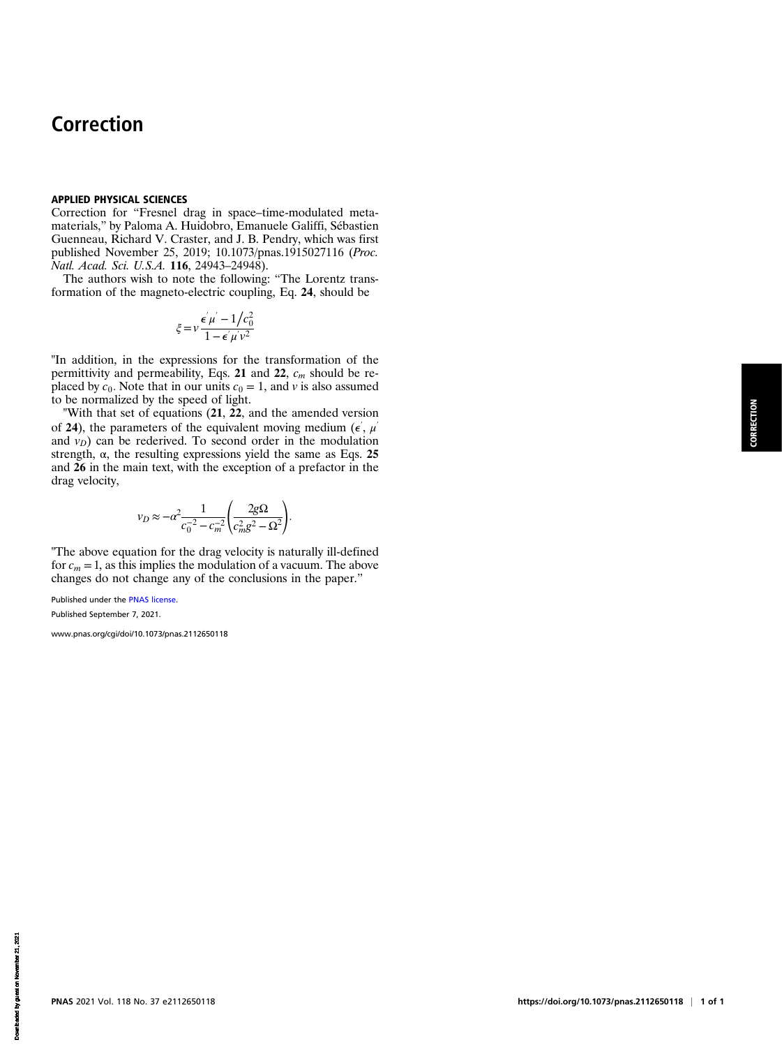# Correction

**APPLIED PHYSICAL SCIENCES**

Correction for "Fresnel drag in space–time-modulated metamaterials," by Paloma A. Huidobro, Emanuele Galiffi, Sébastien Guenneau, Richard V. Craster, and J. B. Pendry, which was first published November 25, 2019; 10.1073/pnas.1915027116 (*Proc. Natl. Acad. Sci. U.S.A.* **116**, 24943–24948).

The authors wish to note the following: "The Lorentz transformation of the magneto-electric coupling, Eq. **24**, should be

$$\xi = v\frac{\epsilon^{'}\mu^{'} - 1/c_0^2}{1 - \epsilon^{'}\mu^{'}v^2}$$

"In addition, in the expressions for the transformation of the permittivity and permeability, Eqs. **21** and **22**, $c_m$ should be replaced by $c_0$. Note that in our units $c_0 = 1$, and $v$ is also assumed to be normalized by the speed of light.

"With that set of equations (**21**, **22**, and the amended version of **24**), the parameters of the equivalent moving medium ($\epsilon^{'}$, $\mu^{'}$ and $v_D$) can be rederived. To second order in the modulation strength, α, the resulting expressions yield the same as Eqs. **25** and **26** in the main text, with the exception of a prefactor in the drag velocity,

$$v_D \approx -\alpha^2 \frac{1}{c_0^{-2} - c_m^{-2}} \left( \frac{2g\Omega}{c_m^2 g^2 - \Omega^2} \right).$$

"The above equation for the drag velocity is naturally ill-defined for $c_m = 1$, as this implies the modulation of a vacuum. The above changes do not change any of the conclusions in the paper."

Published under the PNAS license.

Published September 7, 2021.

www.pnas.org/cgi/doi/10.1073/pnas.2112650118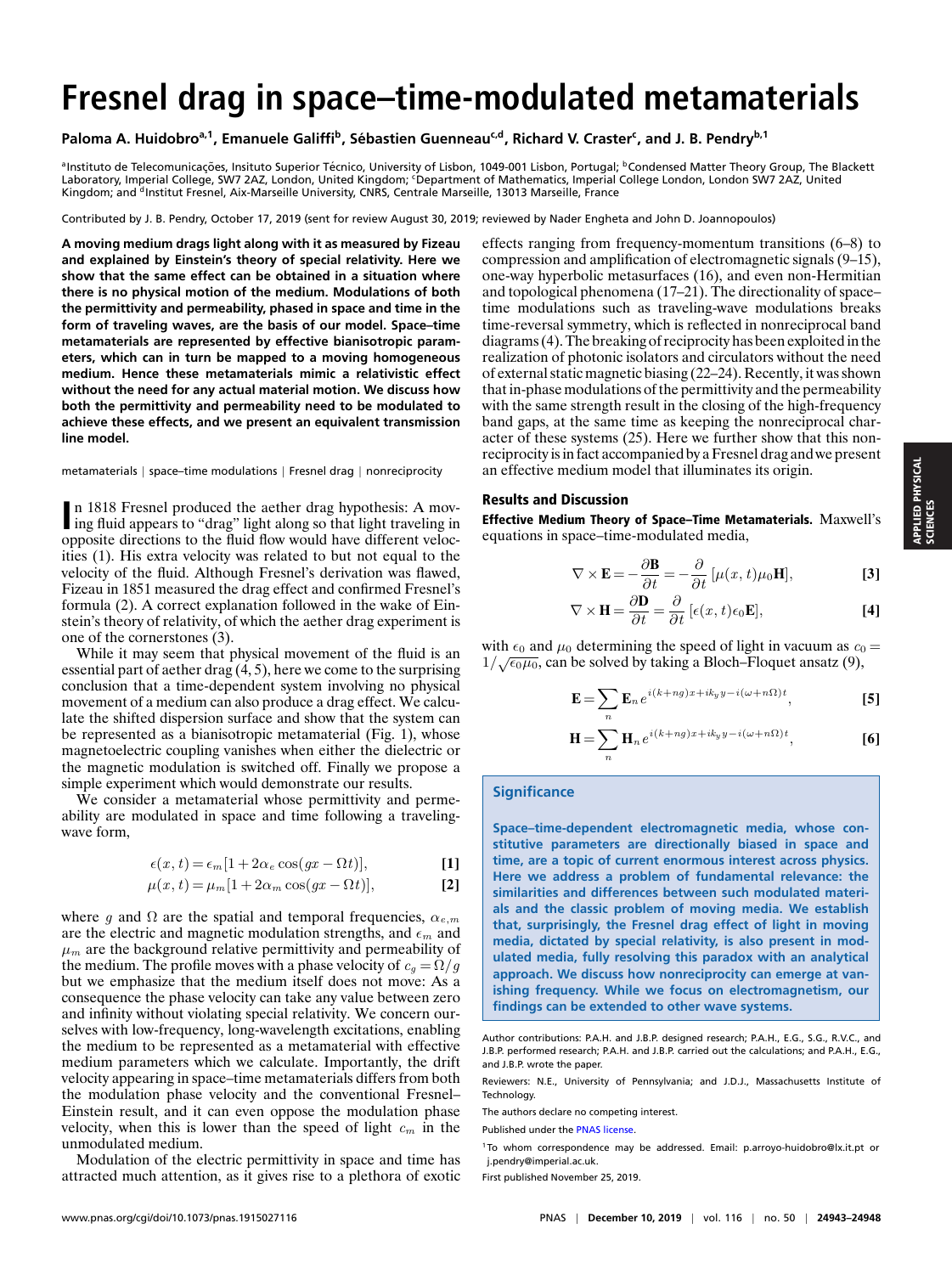# Fresnel drag in space–time-modulated metamaterials

**Paloma A. Huidobro[a,1], Emanuele Galiffi[b], Sébastien Guenneau[c,d], Richard V. Craster[c], and J. B. Pendry[b,1]**

[a]Instituto de Telecomunicações, Insituto Superior Técnico, University of Lisbon, 1049-001 Lisbon, Portugal; [b]Condensed Matter Theory Group, The Blackett Laboratory, Imperial College, SW7 2AZ, London, United Kingdom; [c]Department of Mathematics, Imperial College London, London SW7 2AZ, United Kingdom; and [d]Institut Fresnel, Aix-Marseille University, CNRS, Centrale Marseille, 13013 Marseille, France

Contributed by J. B. Pendry, October 17, 2019 (sent for review August 30, 2019; reviewed by Nader Engheta and John D. Joannopoulos)

**A moving medium drags light along with it as measured by Fizeau and explained by Einstein's theory of special relativity. Here we show that the same effect can be obtained in a situation where there is no physical motion of the medium. Modulations of both the permittivity and permeability, phased in space and time in the form of traveling waves, are the basis of our model. Space–time metamaterials are represented by effective bianisotropic parameters, which can in turn be mapped to a moving homogeneous medium. Hence these metamaterials mimic a relativistic effect without the need for any actual material motion. We discuss how both the permittivity and permeability need to be modulated to achieve these effects, and we present an equivalent transmission line model.**

metamaterials | space–time modulations | Fresnel drag | nonreciprocity

In 1818 Fresnel produced the aether drag hypothesis: A moving fluid appears to "drag" light along so that light traveling in opposite directions to the fluid flow would have different velocities (1). His extra velocity was related to but not equal to the velocity of the fluid. Although Fresnel's derivation was flawed, Fizeau in 1851 measured the drag effect and confirmed Fresnel's formula (2). A correct explanation followed in the wake of Einstein's theory of relativity, of which the aether drag experiment is one of the cornerstones (3).

While it may seem that physical movement of the fluid is an essential part of aether drag (4, 5), here we come to the surprising conclusion that a time-dependent system involving no physical movement of a medium can also produce a drag effect. We calculate the shifted dispersion surface and show that the system can be represented as a bianisotropic metamaterial (Fig. 1), whose magnetoelectric coupling vanishes when either the dielectric or the magnetic modulation is switched off. Finally we propose a simple experiment which would demonstrate our results.

We consider a metamaterial whose permittivity and permeability are modulated in space and time following a traveling-wave form,

$$\epsilon(x,t) = \epsilon_m[1 + 2\alpha_e \cos(gx - \Omega t)], \tag{1}$$

$$\mu(x,t) = \mu_m[1 + 2\alpha_m \cos(gx - \Omega t)], \tag{2}$$

where $g$ and $\Omega$ are the spatial and temporal frequencies, $\alpha_{e,m}$ are the electric and magnetic modulation strengths, and $\epsilon_m$ and $\mu_m$ are the background relative permittivity and permeability of the medium. The profile moves with a phase velocity of $c_g = \Omega/g$ but we emphasize that the medium itself does not move: As a consequence the phase velocity can take any value between zero and infinity without violating special relativity. We concern ourselves with low-frequency, long-wavelength excitations, enabling the medium to be represented as a metamaterial with effective medium parameters which we calculate. Importantly, the drift velocity appearing in space–time metamaterials differs from both the modulation phase velocity and the conventional Fresnel–Einstein result, and it can even oppose the modulation phase velocity, when this is lower than the speed of light $c_m$ in the unmodulated medium.

Modulation of the electric permittivity in space and time has attracted much attention, as it gives rise to a plethora of exotic effects ranging from frequency-momentum transitions (6–8) to compression and amplification of electromagnetic signals (9–15), one-way hyperbolic metasurfaces (16), and even non-Hermitian and topological phenomena (17–21). The directionality of space–time modulations such as traveling-wave modulations breaks time-reversal symmetry, which is reflected in nonreciprocal band diagrams (4). The breaking of reciprocity has been exploited in the realization of photonic isolators and circulators without the need of external static magnetic biasing (22–24). Recently, it was shown that in-phase modulations of the permittivity and the permeability with the same strength result in the closing of the high-frequency band gaps, at the same time as keeping the nonreciprocal character of these systems (25). Here we further show that this nonreciprocity is in fact accompanied by a Fresnel drag and we present an effective medium model that illuminates its origin.

## Results and Discussion

**Effective Medium Theory of Space–Time Metamaterials.** Maxwell's equations in space–time-modulated media,

$$\nabla \times \mathbf{E} = -\frac{\partial \mathbf{B}}{\partial t} = -\frac{\partial}{\partial t}[\mu(x,t)\mu_0 \mathbf{H}], \tag{3}$$

$$\nabla \times \mathbf{H} = \frac{\partial \mathbf{D}}{\partial t} = \frac{\partial}{\partial t}[\epsilon(x,t)\epsilon_0 \mathbf{E}], \tag{4}$$

with $\epsilon_0$ and $\mu_0$ determining the speed of light in vacuum as $c_0 = 1/\sqrt{\epsilon_0\mu_0}$, can be solved by taking a Bloch–Floquet ansatz (9),

$$\mathbf{E} = \sum_n \mathbf{E}_n e^{i(k+ng)x + ik_y y - i(\omega + n\Omega)t}, \tag{5}$$

$$\mathbf{H} = \sum_n \mathbf{H}_n e^{i(k+ng)x + ik_y y - i(\omega + n\Omega)t}, \tag{6}$$

### Significance

**Space–time-dependent electromagnetic media, whose constitutive parameters are directionally biased in space and time, are a topic of current enormous interest across physics. Here we address a problem of fundamental relevance: the similarities and differences between such modulated materials and the classic problem of moving media. We establish that, surprisingly, the Fresnel drag effect of light in moving media, dictated by special relativity, is also present in modulated media, fully resolving this paradox with an analytical approach. We discuss how nonreciprocity can emerge at vanishing frequency. While we focus on electromagnetism, our findings can be extended to other wave systems.**

Author contributions: P.A.H. and J.B.P. designed research; P.A.H., E.G., S.G., R.V.C., and J.B.P. performed research; P.A.H. and J.B.P. carried out the calculations; and P.A.H., E.G., and J.B.P. wrote the paper.

Reviewers: N.E., University of Pennsylvania; and J.D.J., Massachusetts Institute of Technology.

The authors declare no competing interest.

Published under the PNAS license.

[1]To whom correspondence may be addressed. Email: p.arroyo-huidobro@lx.it.pt or j.pendry@imperial.ac.uk.

First published November 25, 2019.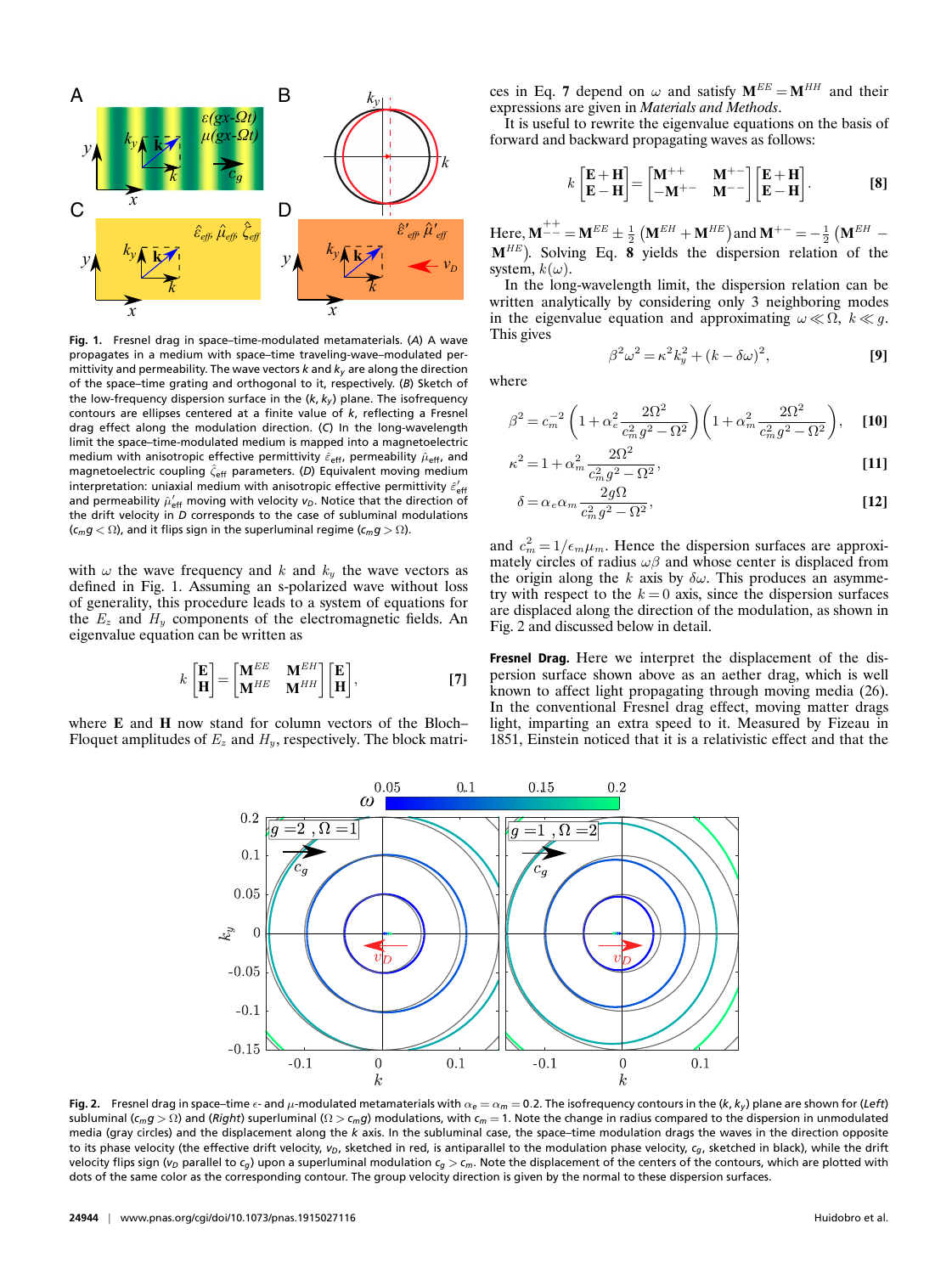**Fig. 1.** Fresnel drag in space–time-modulated metamaterials. (*A*) A wave propagates in a medium with space–time traveling-wave–modulated permittivity and permeability. The wave vectors $k$ and $k_y$ are along the direction of the space–time grating and orthogonal to it, respectively. (*B*) Sketch of the low-frequency dispersion surface in the $(k, k_y)$ plane. The isofrequency contours are ellipses centered at a finite value of $k$, reflecting a Fresnel drag effect along the modulation direction. (*C*) In the long-wavelength limit the space–time-modulated medium is mapped into a magnetoelectric medium with anisotropic effective permittivity $\hat{\varepsilon}_{\text{eff}}$, permeability $\hat{\mu}_{\text{eff}}$, and magnetoelectric coupling $\hat{\zeta}_{\text{eff}}$ parameters. (*D*) Equivalent moving medium interpretation: uniaxial medium with anisotropic effective permittivity $\hat{\varepsilon}'_{\text{eff}}$ and permeability $\hat{\mu}'_{\text{eff}}$ moving with velocity $v_D$. Notice that the direction of the drift velocity in *D* corresponds to the case of subluminal modulations ($c_m g < \Omega$), and it flips sign in the superluminal regime ($c_m g > \Omega$).

with $\omega$ the wave frequency and $k$ and $k_y$ the wave vectors as defined in Fig. 1. Assuming an s-polarized wave without loss of generality, this procedure leads to a system of equations for the $E_z$ and $H_y$ components of the electromagnetic fields. An eigenvalue equation can be written as

$$k\begin{bmatrix}\mathbf{E}\\ \mathbf{H}\end{bmatrix}=\begin{bmatrix}\mathbf{M}^{EE} & \mathbf{M}^{EH}\\ \mathbf{M}^{HE} & \mathbf{M}^{HH}\end{bmatrix}\begin{bmatrix}\mathbf{E}\\ \mathbf{H}\end{bmatrix},\qquad [7]$$

where $\mathbf{E}$ and $\mathbf{H}$ now stand for column vectors of the Bloch–Floquet amplitudes of $E_z$ and $H_y$, respectively. The block matrices in Eq. **7** depend on $\omega$ and satisfy $\mathbf{M}^{EE}=\mathbf{M}^{HH}$ and their expressions are given in *Materials and Methods*.

It is useful to rewrite the eigenvalue equations on the basis of forward and backward propagating waves as follows:

$$k\begin{bmatrix}\mathbf{E}+\mathbf{H}\\ \mathbf{E}-\mathbf{H}\end{bmatrix}=\begin{bmatrix}\mathbf{M}^{++} & \mathbf{M}^{+-}\\ -\mathbf{M}^{+-} & \mathbf{M}^{--}\end{bmatrix}\begin{bmatrix}\mathbf{E}+\mathbf{H}\\ \mathbf{E}-\mathbf{H}\end{bmatrix}.\qquad [8]$$

Here, $\mathbf{M}^{\substack{++\\--}}=\mathbf{M}^{EE}\pm\frac{1}{2}\left(\mathbf{M}^{EH}+\mathbf{M}^{HE}\right)$ and $\mathbf{M}^{+-}=-\frac{1}{2}\left(\mathbf{M}^{EH}-\mathbf{M}^{HE}\right)$. Solving Eq. **8** yields the dispersion relation of the system, $k(\omega)$.

In the long-wavelength limit, the dispersion relation can be written analytically by considering only 3 neighboring modes in the eigenvalue equation and approximating $\omega \ll \Omega$, $k \ll g$. This gives

$$\beta^2\omega^2=\kappa^2 k_y^2+(k-\delta\omega)^2,\qquad [9]$$

where

$$\beta^2=c_m^{-2}\left(1+\alpha_e^2\frac{2\Omega^2}{c_m^2g^2-\Omega^2}\right)\left(1+\alpha_m^2\frac{2\Omega^2}{c_m^2g^2-\Omega^2}\right),\qquad [10]$$

$$\kappa^2=1+\alpha_m^2\frac{2\Omega^2}{c_m^2g^2-\Omega^2},\qquad [11]$$

$$\delta=\alpha_e\alpha_m\frac{2g\Omega}{c_m^2g^2-\Omega^2},\qquad [12]$$

and $c_m^2=1/\epsilon_m\mu_m$. Hence the dispersion surfaces are approximately circles of radius $\omega\beta$ and whose center is displaced from the origin along the $k$ axis by $\delta\omega$. This produces an asymmetry with respect to the $k=0$ axis, since the dispersion surfaces are displaced along the direction of the modulation, as shown in Fig. 2 and discussed below in detail.

**Fresnel Drag.** Here we interpret the displacement of the dispersion surface shown above as an aether drag, which is well known to affect light propagating through moving media (26). In the conventional Fresnel drag effect, moving matter drags light, imparting an extra speed to it. Measured by Fizeau in 1851, Einstein noticed that it is a relativistic effect and that the

**Fig. 2.** Fresnel drag in space–time $\epsilon$- and $\mu$-modulated metamaterials with $\alpha_e=\alpha_m=0.2$. The isofrequency contours in the $(k, k_y)$ plane are shown for (*Left*) subluminal ($c_m g > \Omega$) and (*Right*) superluminal ($\Omega > c_m g$) modulations, with $c_m = 1$. Note the change in radius compared to the dispersion in unmodulated media (gray circles) and the displacement along the $k$ axis. In the subluminal case, the space–time modulation drags the waves in the direction opposite to its phase velocity (the effective drift velocity, $v_D$, sketched in red, is antiparallel to the modulation phase velocity, $c_g$, sketched in black), while the drift velocity flips sign ($v_D$ parallel to $c_g$) upon a superluminal modulation $c_g > c_m$. Note the displacement of the centers of the contours, which are plotted with dots of the same color as the corresponding contour. The group velocity direction is given by the normal to these dispersion surfaces.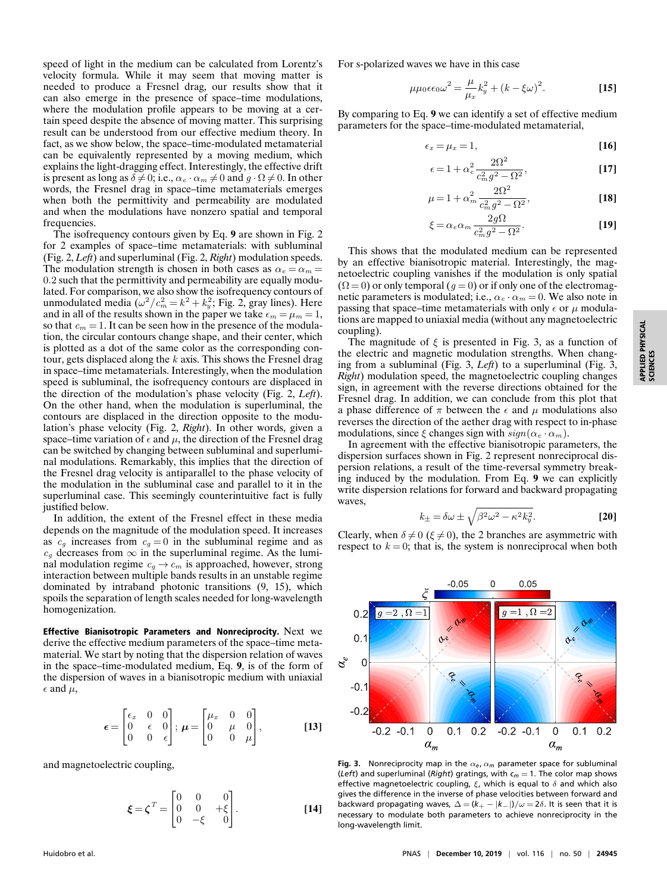speed of light in the medium can be calculated from Lorentz's velocity formula. While it may seem that moving matter is needed to produce a Fresnel drag, our results show that it can also emerge in the presence of space–time modulations, where the modulation profile appears to be moving at a certain speed despite the absence of moving matter. This surprising result can be understood from our effective medium theory. In fact, as we show below, the space–time-modulated metamaterial can be equivalently represented by a moving medium, which explains the light-dragging effect. Interestingly, the effective drift is present as long as $\delta \neq 0$; i.e., $\alpha_e \cdot \alpha_m \neq 0$ and $g \cdot \Omega \neq 0$. In other words, the Fresnel drag in space–time metamaterials emerges when both the permittivity and permeability are modulated and when the modulations have nonzero spatial and temporal frequencies.

The isofrequency contours given by Eq. **9** are shown in Fig. 2 for 2 examples of space–time metamaterials: with subluminal (Fig. 2, *Left*) and superluminal (Fig. 2, *Right*) modulation speeds. The modulation strength is chosen in both cases as $\alpha_e = \alpha_m = 0.2$ such that the permittivity and permeability are equally modulated. For comparison, we also show the isofrequency contours of unmodulated media ($\omega^2/c_m^2 = k^2 + k_y^2$; Fig. 2, gray lines). Here and in all of the results shown in the paper we take $\epsilon_m = \mu_m = 1$, so that $c_m = 1$. It can be seen how in the presence of the modulation, the circular contours change shape, and their center, which is plotted as a dot of the same color as the corresponding contour, gets displaced along the $k$ axis. This shows the Fresnel drag in space–time metamaterials. Interestingly, when the modulation speed is subluminal, the isofrequency contours are displaced in the direction of the modulation's phase velocity (Fig. 2, *Left*). On the other hand, when the modulation is superluminal, the contours are displaced in the direction opposite to the modulation's phase velocity (Fig. 2, *Right*). In other words, given a space–time variation of $\epsilon$ and $\mu$, the direction of the Fresnel drag can be switched by changing between subluminal and superluminal modulations. Remarkably, this implies that the direction of the Fresnel drag velocity is antiparallel to the phase velocity of the modulation in the subluminal case and parallel to it in the superluminal case. This seemingly counterintuitive fact is fully justified below.

In addition, the extent of the Fresnel effect in these media depends on the magnitude of the modulation speed. It increases as $c_g$ increases from $c_g = 0$ in the subluminal regime and as $c_g$ decreases from $\infty$ in the superluminal regime. As the luminal modulation regime $c_g \to c_m$ is approached, however, strong interaction between multiple bands results in an unstable regime dominated by intraband photonic transitions (9, 15), which spoils the separation of length scales needed for long-wavelength homogenization.

**Effective Bianisotropic Parameters and Nonreciprocity.** Next we derive the effective medium parameters of the space–time metamaterial. We start by noting that the dispersion relations for waves in the space–time-modulated medium, Eq. **9**, is of the form of the dispersion of waves in a bianisotropic medium with uniaxial $\epsilon$ and $\mu$,

$$\boldsymbol{\epsilon} = \begin{bmatrix} \epsilon_x & 0 & 0 \\ 0 & \epsilon & 0 \\ 0 & 0 & \epsilon \end{bmatrix}; \; \boldsymbol{\mu} = \begin{bmatrix} \mu_x & 0 & 0 \\ 0 & \mu & 0 \\ 0 & 0 & \mu \end{bmatrix}, \qquad [13]$$

and magnetoelectric coupling,

$$\boldsymbol{\xi} = \boldsymbol{\zeta}^T = \begin{bmatrix} 0 & 0 & 0 \\ 0 & 0 & +\xi \\ 0 & -\xi & 0 \end{bmatrix}. \qquad [14]$$

For s-polarized waves we have in this case

$$\mu\mu_0\epsilon\epsilon_0\omega^2 = \frac{\mu}{\mu_x}k_y^2 + (k - \xi\omega)^2. \qquad [15]$$

By comparing to Eq. **9** we can identify a set of effective medium parameters for the space–time-modulated metamaterial,

$$\epsilon_x = \mu_x = 1, \qquad [16]$$

$$\epsilon = 1 + \alpha_e^2 \frac{2\Omega^2}{c_m^2 g^2 - \Omega^2}, \qquad [17]$$

$$\mu = 1 + \alpha_m^2 \frac{2\Omega^2}{c_m^2 g^2 - \Omega^2}, \qquad [18]$$

$$\xi = \alpha_e \alpha_m \frac{2g\Omega}{c_m^2 g^2 - \Omega^2}. \qquad [19]$$

This shows that the modulated medium can be represented by an effective bianisotropic material. Interestingly, the magnetoelectric coupling vanishes if the modulation is only spatial ($\Omega = 0$) or only temporal ($g = 0$) or if only one of the electromagnetic parameters is modulated; i.e., $\alpha_e \cdot \alpha_m = 0$. We also note in passing that space–time metamaterials with only $\epsilon$ or $\mu$ modulations are mapped to uniaxial media (without any magnetoelectric coupling).

The magnitude of $\xi$ is presented in Fig. 3, as a function of the electric and magnetic modulation strengths. When changing from a subluminal (Fig. 3, *Left*) to a superluminal (Fig. 3, *Right*) modulation speed, the magnetoelectric coupling changes sign, in agreement with the reverse directions obtained for the Fresnel drag. In addition, we can conclude from this plot that a phase difference of $\pi$ between the $\epsilon$ and $\mu$ modulations also reverses the direction of the aether drag with respect to in-phase modulations, since $\xi$ changes sign with $sign(\alpha_e \cdot \alpha_m)$.

In agreement with the effective bianisotropic parameters, the dispersion surfaces shown in Fig. 2 represent nonreciprocal dispersion relations, a result of the time-reversal symmetry breaking induced by the modulation. From Eq. **9** we can explicitly write dispersion relations for forward and backward propagating waves,

$$k_\pm = \delta\omega \pm \sqrt{\beta^2\omega^2 - \kappa^2 k_y^2}. \qquad [20]$$

Clearly, when $\delta \neq 0$ ($\xi \neq 0$), the 2 branches are asymmetric with respect to $k = 0$; that is, the system is nonreciprocal when both

**Fig. 3.** Nonreciprocity map in the $\alpha_e, \alpha_m$ parameter space for subluminal (*Left*) and superluminal (*Right*) gratings, with $c_m = 1$. The color map shows effective magnetoelectric coupling, $\xi$, which is equal to $\delta$ and which also gives the difference in the inverse of phase velocities between forward and backward propagating waves, $\Delta = (k_+ - |k_-|)/\omega = 2\delta$. It is seen that it is necessary to modulate both parameters to achieve nonreciprocity in the long-wavelength limit.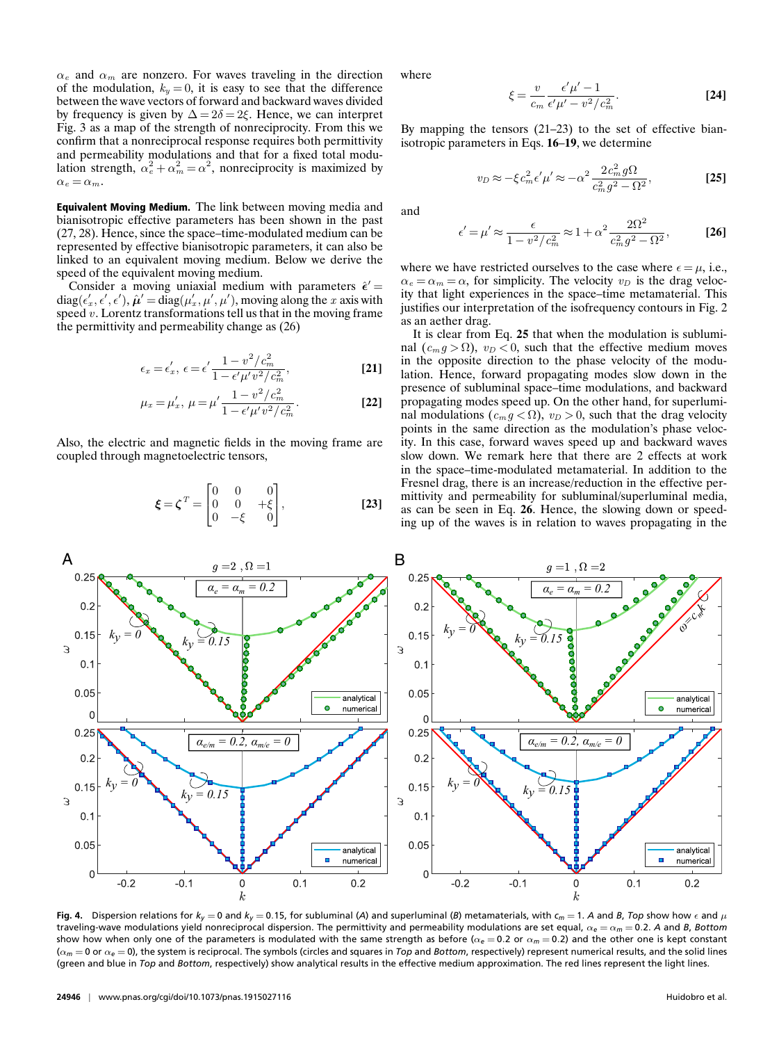$\alpha_e$ and $\alpha_m$ are nonzero. For waves traveling in the direction of the modulation, $k_y = 0$, it is easy to see that the difference between the wave vectors of forward and backward waves divided by frequency is given by $\Delta = 2\delta = 2\xi$. Hence, we can interpret Fig. 3 as a map of the strength of nonreciprocity. From this we confirm that a nonreciprocal response requires both permittivity and permeability modulations and that for a fixed total modulation strength, $\alpha_e^2 + \alpha_m^2 = \alpha^2$, nonreciprocity is maximized by $\alpha_e = \alpha_m$.

**Equivalent Moving Medium.** The link between moving media and bianisotropic effective parameters has been shown in the past (27, 28). Hence, since the space–time-modulated medium can be represented by effective bianisotropic parameters, it can also be linked to an equivalent moving medium. Below we derive the speed of the equivalent moving medium.

Consider a moving uniaxial medium with parameters $\hat{\epsilon}' = \mathrm{diag}(\epsilon_x', \epsilon', \epsilon')$, $\hat{\boldsymbol{\mu}}' = \mathrm{diag}(\mu_x', \mu', \mu')$, moving along the $x$ axis with speed $v$. Lorentz transformations tell us that in the moving frame the permittivity and permeability change as (26)

$$\epsilon_x = \epsilon_x',\ \epsilon = \epsilon' \frac{1 - v^2/c_m^2}{1 - \epsilon'\mu' v^2/c_m^2}, \tag{21}$$

$$\mu_x = \mu_x',\ \mu = \mu' \frac{1 - v^2/c_m^2}{1 - \epsilon'\mu' v^2/c_m^2}. \tag{22}$$

Also, the electric and magnetic fields in the moving frame are coupled through magnetoelectric tensors,

$$\boldsymbol{\xi} = \boldsymbol{\zeta}^T = \begin{bmatrix} 0 & 0 & 0 \\ 0 & 0 & +\xi \\ 0 & -\xi & 0 \end{bmatrix}, \tag{23}$$

where

$$\xi = \frac{v}{c_m} \frac{\epsilon'\mu' - 1}{\epsilon'\mu' - v^2/c_m^2}. \tag{24}$$

By mapping the tensors (21–23) to the set of effective bianisotropic parameters in Eqs. **16–19**, we determine

$$v_D \approx -\xi c_m^2 \epsilon'\mu' \approx -\alpha^2 \frac{2c_m^2 g\Omega}{c_m^2 g^2 - \Omega^2}, \tag{25}$$

and

$$\epsilon' = \mu' \approx \frac{\epsilon}{1 - v^2/c_m^2} \approx 1 + \alpha^2 \frac{2\Omega^2}{c_m^2 g^2 - \Omega^2}, \tag{26}$$

where we have restricted ourselves to the case where $\epsilon = \mu$, i.e., $\alpha_e = \alpha_m = \alpha$, for simplicity. The velocity $v_D$ is the drag velocity that light experiences in the space–time metamaterial. This justifies our interpretation of the isofrequency contours in Fig. 2 as an aether drag.

It is clear from Eq. **25** that when the modulation is subluminal ($c_m g > \Omega$), $v_D < 0$, such that the effective medium moves in the opposite direction to the phase velocity of the modulation. Hence, forward propagating modes slow down in the presence of subluminal space–time modulations, and backward propagating modes speed up. On the other hand, for superluminal modulations ($c_m g < \Omega$), $v_D > 0$, such that the drag velocity points in the same direction as the modulation's phase velocity. In this case, forward waves speed up and backward waves slow down. We remark here that there are 2 effects at work in the space–time-modulated metamaterial. In addition to the Fresnel drag, there is an increase/reduction in the effective permittivity and permeability for subluminal/superluminal media, as can be seen in Eq. **26**. Hence, the slowing down or speeding up of the waves is in relation to waves propagating in the

**Fig. 4.** Dispersion relations for $k_y = 0$ and $k_y = 0.15$, for subluminal (*A*) and superluminal (*B*) metamaterials, with $c_m = 1$. *A* and *B*, *Top* show how $\epsilon$ and $\mu$ traveling-wave modulations yield nonreciprocal dispersion. The permittivity and permeability modulations are set equal, $\alpha_e = \alpha_m = 0.2$. *A* and *B*, *Bottom* show how when only one of the parameters is modulated with the same strength as before ($\alpha_e = 0.2$ or $\alpha_m = 0.2$) and the other one is kept constant ($\alpha_m = 0$ or $\alpha_e = 0$), the system is reciprocal. The symbols (circles and squares in *Top* and *Bottom*, respectively) represent numerical results, and the solid lines (green and blue in *Top* and *Bottom*, respectively) show analytical results in the effective medium approximation. The red lines represent the light lines.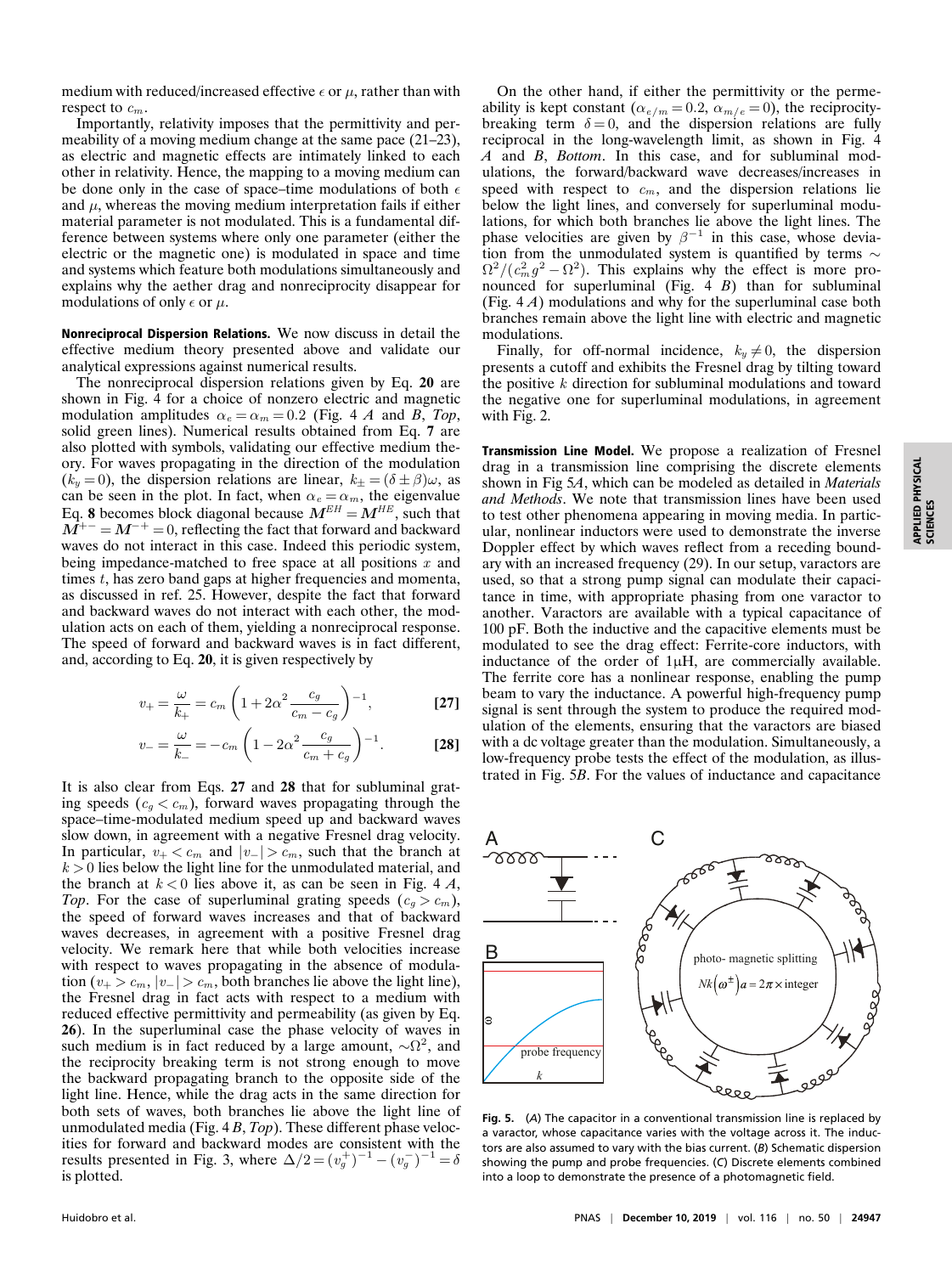medium with reduced/increased effective $\epsilon$ or $\mu$, rather than with respect to $c_m$.

Importantly, relativity imposes that the permittivity and permeability of a moving medium change at the same pace (21–23), as electric and magnetic effects are intimately linked to each other in relativity. Hence, the mapping to a moving medium can be done only in the case of space–time modulations of both $\epsilon$ and $\mu$, whereas the moving medium interpretation fails if either material parameter is not modulated. This is a fundamental difference between systems where only one parameter (either the electric or the magnetic one) is modulated in space and time and systems which feature both modulations simultaneously and explains why the aether drag and nonreciprocity disappear for modulations of only $\epsilon$ or $\mu$.

**Nonreciprocal Dispersion Relations.** We now discuss in detail the effective medium theory presented above and validate our analytical expressions against numerical results.

The nonreciprocal dispersion relations given by Eq. **20** are shown in Fig. 4 for a choice of nonzero electric and magnetic modulation amplitudes $\alpha_e = \alpha_m = 0.2$ (Fig. 4 *A* and *B*, *Top*, solid green lines). Numerical results obtained from Eq. **7** are also plotted with symbols, validating our effective medium theory. For waves propagating in the direction of the modulation ($k_y = 0$), the dispersion relations are linear, $k_\pm = (\delta \pm \beta)\omega$, as can be seen in the plot. In fact, when $\alpha_e = \alpha_m$, the eigenvalue Eq. **8** becomes block diagonal because $M^{EH} = M^{HE}$, such that $M^{+-} = M^{-+} = 0$, reflecting the fact that forward and backward waves do not interact in this case. Indeed this periodic system, being impedance-matched to free space at all positions $x$ and times $t$, has zero band gaps at higher frequencies and momenta, as discussed in ref. 25. However, despite the fact that forward and backward waves do not interact with each other, the modulation acts on each of them, yielding a nonreciprocal response. The speed of forward and backward waves is in fact different, and, according to Eq. **20**, it is given respectively by

$$v_+ = \frac{\omega}{k_+} = c_m \left(1 + 2\alpha^2 \frac{c_g}{c_m - c_g}\right)^{-1}, \quad [27]$$

$$v_- = \frac{\omega}{k_-} = -c_m \left(1 - 2\alpha^2 \frac{c_g}{c_m + c_g}\right)^{-1}. \quad [28]$$

It is also clear from Eqs. **27** and **28** that for subluminal grating speeds ($c_g < c_m$), forward waves propagating through the space–time-modulated medium speed up and backward waves slow down, in agreement with a negative Fresnel drag velocity. In particular, $v_+ < c_m$ and $|v_-| > c_m$, such that the branch at $k > 0$ lies below the light line for the unmodulated material, and the branch at $k < 0$ lies above it, as can be seen in Fig. 4 *A*, *Top*. For the case of superluminal grating speeds ($c_g > c_m$), the speed of forward waves increases and that of backward waves decreases, in agreement with a positive Fresnel drag velocity. We remark here that while both velocities increase with respect to waves propagating in the absence of modulation ($v_+ > c_m$, $|v_-| > c_m$, both branches lie above the light line), the Fresnel drag in fact acts with respect to a medium with reduced effective permittivity and permeability (as given by Eq. **26**). In the superluminal case the phase velocity of waves in such medium is in fact reduced by a large amount, $\sim\Omega^2$, and the reciprocity breaking term is not strong enough to move the backward propagating branch to the opposite side of the light line. Hence, while the drag acts in the same direction for both sets of waves, both branches lie above the light line of unmodulated media (Fig. 4 *B*, *Top*). These different phase velocities for forward and backward modes are consistent with the results presented in Fig. 3, where $\Delta/2 = (v_g^+)^{-1} - (v_g^-)^{-1} = \delta$ is plotted.

On the other hand, if either the permittivity or the permeability is kept constant ($\alpha_{e/m} = 0.2$, $\alpha_{m/e} = 0$), the reciprocity-breaking term $\delta = 0$, and the dispersion relations are fully reciprocal in the long-wavelength limit, as shown in Fig. 4 *A* and *B*, *Bottom*. In this case, and for subluminal modulations, the forward/backward wave decreases/increases in speed with respect to $c_m$, and the dispersion relations lie below the light lines, and conversely for superluminal modulations, for which both branches lie above the light lines. The phase velocities are given by $\beta^{-1}$ in this case, whose deviation from the unmodulated system is quantified by terms $\sim \Omega^2/(c_m^2 g^2 - \Omega^2)$. This explains why the effect is more pronounced for superluminal (Fig. 4 *B*) than for subluminal (Fig. 4 *A*) modulations and why for the superluminal case both branches remain above the light line with electric and magnetic modulations.

Finally, for off-normal incidence, $k_y \neq 0$, the dispersion presents a cutoff and exhibits the Fresnel drag by tilting toward the positive $k$ direction for subluminal modulations and toward the negative one for superluminal modulations, in agreement with Fig. 2.

**Transmission Line Model.** We propose a realization of Fresnel drag in a transmission line comprising the discrete elements shown in Fig 5*A*, which can be modeled as detailed in *Materials and Methods*. We note that transmission lines have been used to test other phenomena appearing in moving media. In particular, nonlinear inductors were used to demonstrate the inverse Doppler effect by which waves reflect from a receding boundary with an increased frequency (29). In our setup, varactors are used, so that a strong pump signal can modulate their capacitance in time, with appropriate phasing from one varactor to another. Varactors are available with a typical capacitance of 100 pF. Both the inductive and the capacitive elements must be modulated to see the drag effect: Ferrite-core inductors, with inductance of the order of 1μH, are commercially available. The ferrite core has a nonlinear response, enabling the pump beam to vary the inductance. A powerful high-frequency pump signal is sent through the system to produce the required modulation of the elements, ensuring that the varactors are biased with a dc voltage greater than the modulation. Simultaneously, a low-frequency probe tests the effect of the modulation, as illustrated in Fig. 5*B*. For the values of inductance and capacitance

**Fig. 5.** (*A*) The capacitor in a conventional transmission line is replaced by a varactor, whose capacitance varies with the voltage across it. The inductors are also assumed to vary with the bias current. (*B*) Schematic dispersion showing the pump and probe frequencies. (*C*) Discrete elements combined into a loop to demonstrate the presence of a photomagnetic field.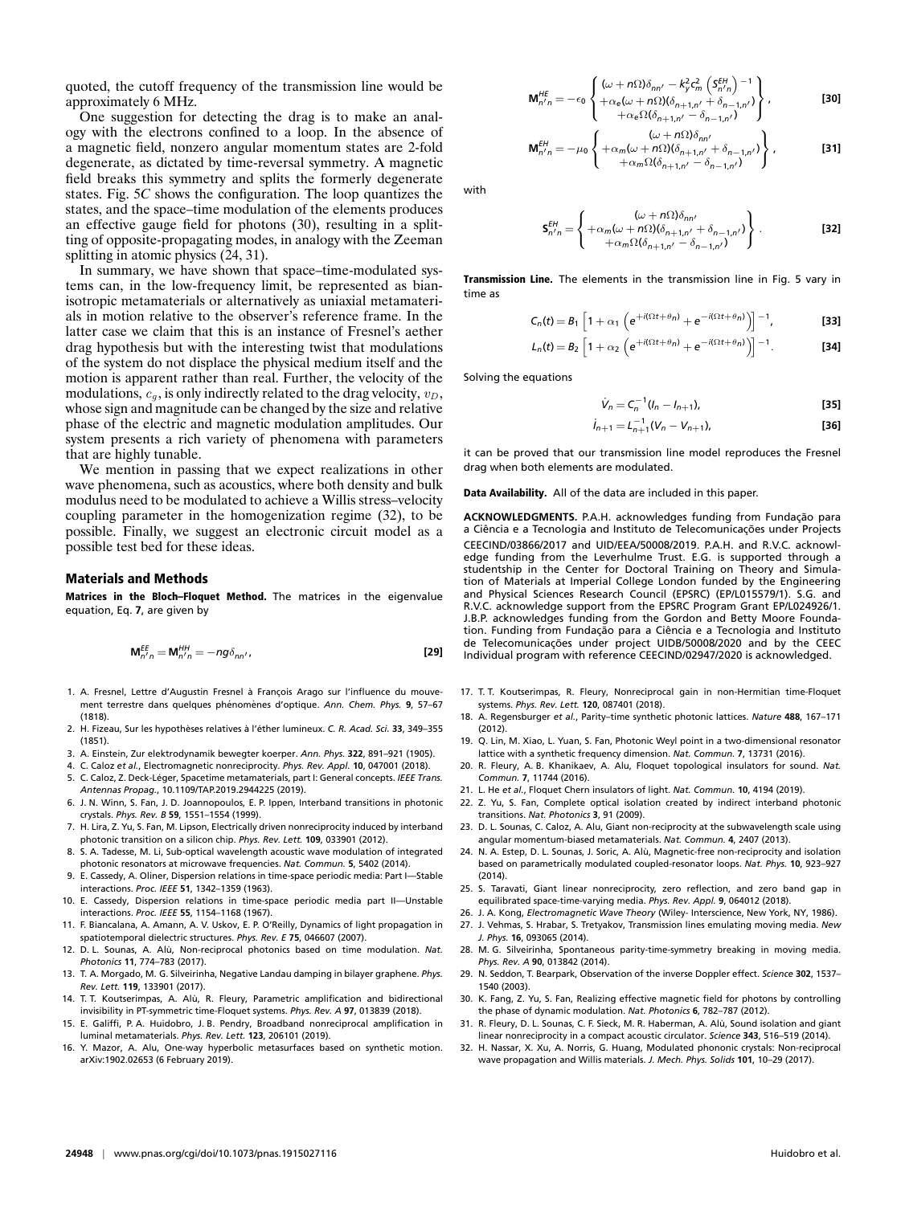quoted, the cutoff frequency of the transmission line would be approximately 6 MHz.

One suggestion for detecting the drag is to make an analogy with the electrons confined to a loop. In the absence of a magnetic field, nonzero angular momentum states are 2-fold degenerate, as dictated by time-reversal symmetry. A magnetic field breaks this symmetry and splits the formerly degenerate states. Fig. 5*C* shows the configuration. The loop quantizes the states, and the space–time modulation of the elements produces an effective gauge field for photons (30), resulting in a splitting of opposite-propagating modes, in analogy with the Zeeman splitting in atomic physics (24, 31).

In summary, we have shown that space–time-modulated systems can, in the low-frequency limit, be represented as bianisotropic metamaterials or alternatively as uniaxial metamaterials in motion relative to the observer's reference frame. In the latter case we claim that this is an instance of Fresnel's aether drag hypothesis but with the interesting twist that modulations of the system do not displace the physical medium itself and the motion is apparent rather than real. Further, the velocity of the modulations, $c_g$, is only indirectly related to the drag velocity, $v_D$, whose sign and magnitude can be changed by the size and relative phase of the electric and magnetic modulation amplitudes. Our system presents a rich variety of phenomena with parameters that are highly tunable.

We mention in passing that we expect realizations in other wave phenomena, such as acoustics, where both density and bulk modulus need to be modulated to achieve a Willis stress–velocity coupling parameter in the homogenization regime (32), to be possible. Finally, we suggest an electronic circuit model as a possible test bed for these ideas.

## Materials and Methods

**Matrices in the Bloch–Floquet Method.** The matrices in the eigenvalue equation, Eq. **7**, are given by

$$\mathbf{M}^{EE}_{n'n} = \mathbf{M}^{HH}_{n'n} = -ng\delta_{nn'}, \qquad [29]$$

$$\mathbf{M}^{HE}_{n'n} = -\epsilon_0 \left\{ \begin{array}{c} (\omega+n\Omega)\delta_{nn'} - k_y^2 c_m^2 \left(S^{EH}_{n'n}\right)^{-1} \\ +\alpha_e(\omega+n\Omega)(\delta_{n+1,n'}+\delta_{n-1,n'}) \\ +\alpha_e\Omega(\delta_{n+1,n'}-\delta_{n-1,n'}) \end{array} \right\}, \qquad [30]$$

$$\mathbf{M}^{EH}_{n'n} = -\mu_0 \left\{ \begin{array}{c} (\omega+n\Omega)\delta_{nn'} \\ +\alpha_m(\omega+n\Omega)(\delta_{n+1,n'}+\delta_{n-1,n'}) \\ +\alpha_m\Omega(\delta_{n+1,n'}-\delta_{n-1,n'}) \end{array} \right\}, \qquad [31]$$

with

$$\mathbf{S}^{EH}_{n'n} = \left\{ \begin{array}{c} (\omega+n\Omega)\delta_{nn'} \\ +\alpha_m(\omega+n\Omega)(\delta_{n+1,n'}+\delta_{n-1,n'}) \\ +\alpha_m\Omega(\delta_{n+1,n'}-\delta_{n-1,n'}) \end{array} \right\}. \qquad [32]$$

**Transmission Line.** The elements in the transmission line in Fig. 5 vary in time as

$$C_n(t) = B_1\left[1+\alpha_1\left(e^{+i(\Omega t+\theta_n)}+e^{-i(\Omega t+\theta_n)}\right)\right]^{-1}, \qquad [33]$$

$$L_n(t) = B_2\left[1+\alpha_2\left(e^{+i(\Omega t+\theta_n)}+e^{-i(\Omega t+\theta_n)}\right)\right]^{-1}. \qquad [34]$$

Solving the equations

$$\dot{V}_n = C_n^{-1}(I_n - I_{n+1}), \qquad [35]$$

$$\dot{I}_{n+1} = L_{n+1}^{-1}(V_n - V_{n+1}), \qquad [36]$$

it can be proved that our transmission line model reproduces the Fresnel drag when both elements are modulated.

**Data Availability.** All of the data are included in this paper.

**ACKNOWLEDGMENTS.** P.A.H. acknowledges funding from Fundação para a Ciência e a Tecnologia and Instituto de Telecomunicações under Projects CEECIND/03866/2017 and UID/EEA/50008/2019. P.A.H. and R.V.C. acknowledge funding from the Leverhulme Trust. E.G. is supported through a studentship in the Center for Doctoral Training on Theory and Simulation of Materials at Imperial College London funded by the Engineering and Physical Sciences Research Council (EPSRC) (EP/L015579/1). S.G. and R.V.C. acknowledge support from the EPSRC Program Grant EP/L024926/1. J.B.P. acknowledges funding from the Gordon and Betty Moore Foundation. Funding from Fundação para a Ciência e a Tecnologia and Instituto de Telecomunicações under project UIDB/50008/2020 and by the CEEC Individual program with reference CEECIND/02947/2020 is acknowledged.

1. A. Fresnel, Lettre d'Augustin Fresnel à François Arago sur l'influence du mouvement terrestre dans quelques phénomènes d'optique. *Ann. Chem. Phys.* **9**, 57–67 (1818).
2. H. Fizeau, Sur les hypothèses relatives à l'éther lumineux. *C. R. Acad. Sci.* **33**, 349–355 (1851).
3. A. Einstein, Zur elektrodynamik bewegter koerper. *Ann. Phys.* **322**, 891–921 (1905).
4. C. Caloz *et al.*, Electromagnetic nonreciprocity. *Phys. Rev. Appl.* **10**, 047001 (2018).
5. C. Caloz, Z. Deck-Léger, Spacetime metamaterials, part I: General concepts. *IEEE Trans. Antennas Propag.*, 10.1109/TAP.2019.2944225 (2019).
6. J. N. Winn, S. Fan, J. D. Joannopoulos, E. P. Ippen, Interband transitions in photonic crystals. *Phys. Rev. B* **59**, 1551–1554 (1999).
7. H. Lira, Z. Yu, S. Fan, M. Lipson, Electrically driven nonreciprocity induced by interband photonic transition on a silicon chip. *Phys. Rev. Lett.* **109**, 033901 (2012).
8. S. A. Tadesse, M. Li, Sub-optical wavelength acoustic wave modulation of integrated photonic resonators at microwave frequencies. *Nat. Commun.* **5**, 5402 (2014).
9. E. Cassedy, A. Oliner, Dispersion relations in time-space periodic media: Part I—Stable interactions. *Proc. IEEE* **51**, 1342–1359 (1963).
10. E. Cassedy, Dispersion relations in time-space periodic media part II—Unstable interactions. *Proc. IEEE* **55**, 1154–1168 (1967).
11. F. Biancalana, A. Amann, A. V. Uskov, E. P. O'Reilly, Dynamics of light propagation in spatiotemporal dielectric structures. *Phys. Rev. E* **75**, 046607 (2007).
12. D. L. Sounas, A. Alù, Non-reciprocal photonics based on time modulation. *Nat. Photonics* **11**, 774–783 (2017).
13. T. A. Morgado, M. G. Silveirinha, Negative Landau damping in bilayer graphene. *Phys. Rev. Lett.* **119**, 133901 (2017).
14. T. T. Koutserimpas, A. Alù, R. Fleury, Parametric amplification and bidirectional invisibility in PT-symmetric time-Floquet systems. *Phys. Rev. A* **97**, 013839 (2018).
15. E. Galiffi, P. A. Huidobro, J. B. Pendry, Broadband nonreciprocal amplification in luminal metamaterials. *Phys. Rev. Lett.* **123**, 206101 (2019).
16. Y. Mazor, A. Alu, One-way hyperbolic metasurfaces based on synthetic motion. arXiv:1902.02653 (6 February 2019).
17. T. T. Koutserimpas, R. Fleury, Nonreciprocal gain in non-Hermitian time-Floquet systems. *Phys. Rev. Lett.* **120**, 087401 (2018).
18. A. Regensburger *et al.*, Parity–time synthetic photonic lattices. *Nature* **488**, 167–171 (2012).
19. Q. Lin, M. Xiao, L. Yuan, S. Fan, Photonic Weyl point in a two-dimensional resonator lattice with a synthetic frequency dimension. *Nat. Commun.* **7**, 13731 (2016).
20. R. Fleury, A. B. Khanikaev, A. Alu, Floquet topological insulators for sound. *Nat. Commun.* **7**, 11744 (2016).
21. L. He *et al.*, Floquet Chern insulators of light. *Nat. Commun.* **10**, 4194 (2019).
22. Z. Yu, S. Fan, Complete optical isolation created by indirect interband photonic transitions. *Nat. Photonics* **3**, 91 (2009).
23. D. L. Sounas, C. Caloz, A. Alu, Giant non-reciprocity at the subwavelength scale using angular momentum-biased metamaterials. *Nat. Commun.* **4**, 2407 (2013).
24. N. A. Estep, D. L. Sounas, J. Soric, A. Alù, Magnetic-free non-reciprocity and isolation based on parametrically modulated coupled-resonator loops. *Nat. Phys.* **10**, 923–927 (2014).
25. S. Taravati, Giant linear nonreciprocity, zero reflection, and zero band gap in equilibrated space-time-varying media. *Phys. Rev. Appl.* **9**, 064012 (2018).
26. J. A. Kong, *Electromagnetic Wave Theory* (Wiley- Interscience, New York, NY, 1986).
27. J. Vehmas, S. Hrabar, S. Tretyakov, Transmission lines emulating moving media. *New J. Phys.* **16**, 093065 (2014).
28. M. G. Silveirinha, Spontaneous parity-time-symmetry breaking in moving media. *Phys. Rev. A* **90**, 013842 (2014).
29. N. Seddon, T. Bearpark, Observation of the inverse Doppler effect. *Science* **302**, 1537–1540 (2003).
30. K. Fang, Z. Yu, S. Fan, Realizing effective magnetic field for photons by controlling the phase of dynamic modulation. *Nat. Photonics* **6**, 782–787 (2012).
31. R. Fleury, D. L. Sounas, C. F. Sieck, M. R. Haberman, A. Alù, Sound isolation and giant linear nonreciprocity in a compact acoustic circulator. *Science* **343**, 516–519 (2014).
32. H. Nassar, X. Xu, A. Norris, G. Huang, Modulated phononic crystals: Non-reciprocal wave propagation and Willis materials. *J. Mech. Phys. Solids* **101**, 10–29 (2017).